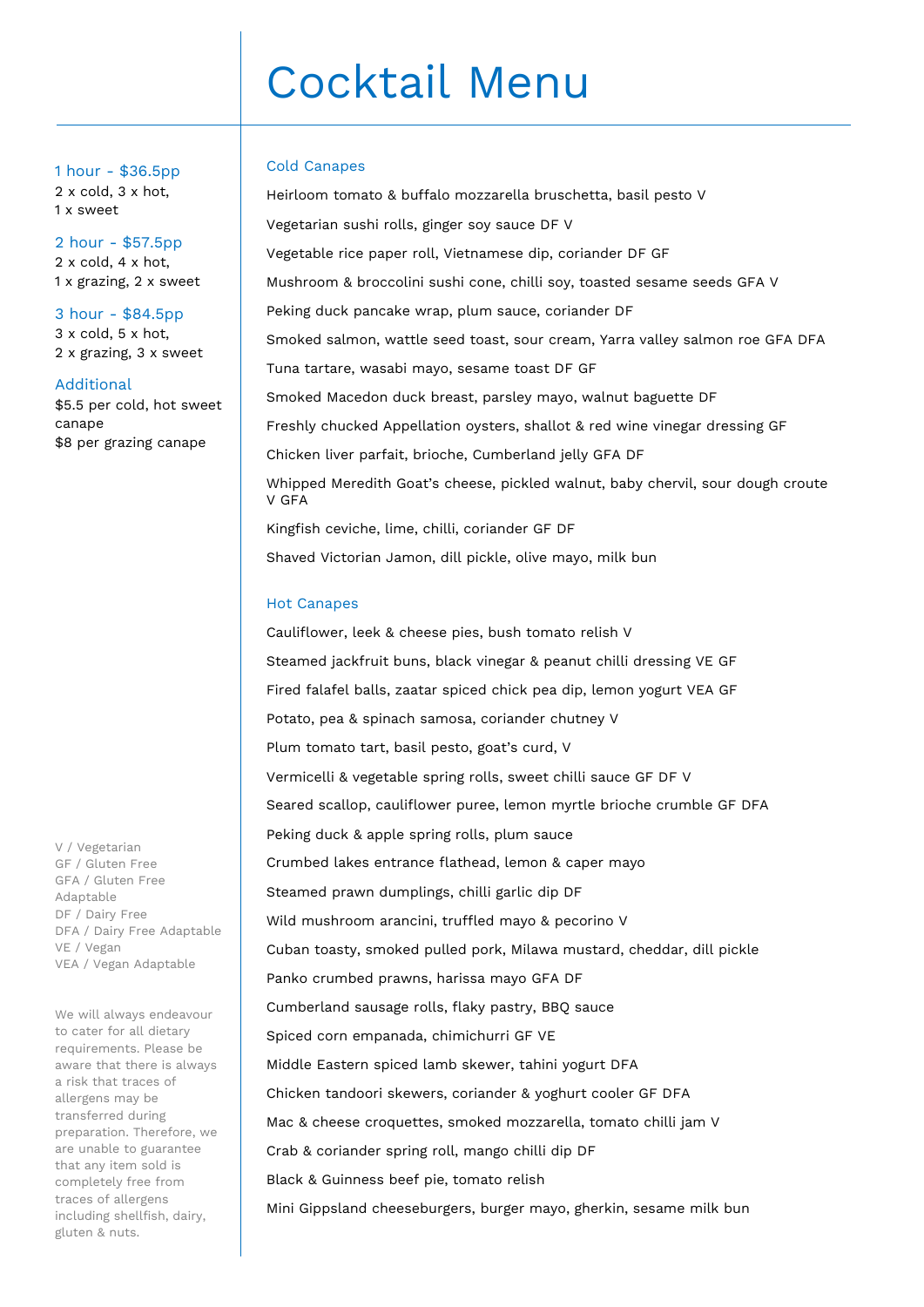# Cocktail Menu

### 1 hour - $36.5pp

2 x cold, 3 x hot,
1 x sweet

### 2 hour - $57.5pp

2 x cold, 4 x hot,
1 x grazing, 2 x sweet

### 3 hour - $84.5pp

3 x cold, 5 x hot,
2 x grazing, 3 x sweet

### Additional

$5.5 per cold, hot sweet canape
$8 per grazing canape

## Cold Canapes

Heirloom tomato & buffalo mozzarella bruschetta, basil pesto V

Vegetarian sushi rolls, ginger soy sauce DF V

Vegetable rice paper roll, Vietnamese dip, coriander DF GF

Mushroom & broccolini sushi cone, chilli soy, toasted sesame seeds GFA V

Peking duck pancake wrap, plum sauce, coriander DF

Smoked salmon, wattle seed toast, sour cream, Yarra valley salmon roe GFA DFA

Tuna tartare, wasabi mayo, sesame toast DF GF

Smoked Macedon duck breast, parsley mayo, walnut baguette DF

Freshly chucked Appellation oysters, shallot & red wine vinegar dressing GF

Chicken liver parfait, brioche, Cumberland jelly GFA DF

Whipped Meredith Goat's cheese, pickled walnut, baby chervil, sour dough croute V GFA

Kingfish ceviche, lime, chilli, coriander GF DF

Shaved Victorian Jamon, dill pickle, olive mayo, milk bun

## Hot Canapes

Cauliflower, leek & cheese pies, bush tomato relish V

Steamed jackfruit buns, black vinegar & peanut chilli dressing VE GF

Fired falafel balls, zaatar spiced chick pea dip, lemon yogurt VEA GF

Potato, pea & spinach samosa, coriander chutney V

Plum tomato tart, basil pesto, goat's curd, V

Vermicelli & vegetable spring rolls, sweet chilli sauce GF DF V

Seared scallop, cauliflower puree, lemon myrtle brioche crumble GF DFA

Peking duck & apple spring rolls, plum sauce

Crumbed lakes entrance flathead, lemon & caper mayo

Steamed prawn dumplings, chilli garlic dip DF

Wild mushroom arancini, truffled mayo & pecorino V

Cuban toasty, smoked pulled pork, Milawa mustard, cheddar, dill pickle

Panko crumbed prawns, harissa mayo GFA DF

Cumberland sausage rolls, flaky pastry, BBQ sauce

Spiced corn empanada, chimichurri GF VE

Middle Eastern spiced lamb skewer, tahini yogurt DFA

Chicken tandoori skewers, coriander & yoghurt cooler GF DFA

Mac & cheese croquettes, smoked mozzarella, tomato chilli jam V

Crab & coriander spring roll, mango chilli dip DF

Black & Guinness beef pie, tomato relish

Mini Gippsland cheeseburgers, burger mayo, gherkin, sesame milk bun

---

V / Vegetarian
GF / Gluten Free
GFA / Gluten Free Adaptable
DF / Dairy Free
DFA / Dairy Free Adaptable
VE / Vegan
VEA / Vegan Adaptable

We will always endeavour to cater for all dietary requirements. Please be aware that there is always a risk that traces of allergens may be transferred during preparation. Therefore, we are unable to guarantee that any item sold is completely free from traces of allergens including shellfish, dairy, gluten & nuts.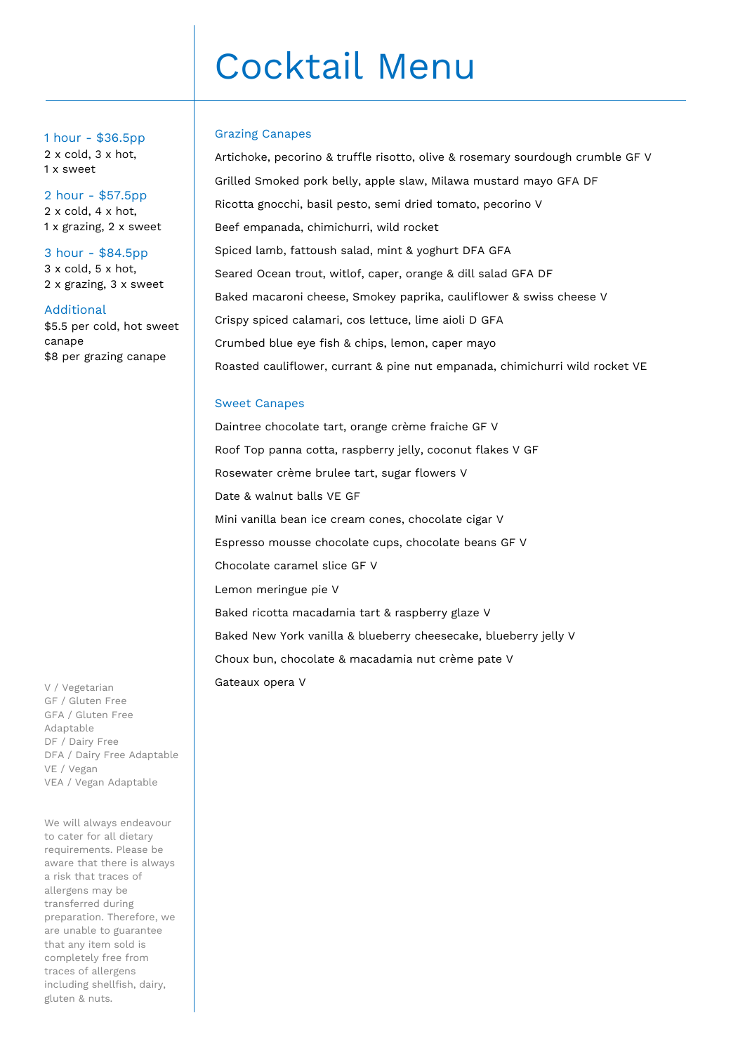# Cocktail Menu

### 1 hour - $36.5pp

2 x cold, 3 x hot,
1 x sweet

### 2 hour - $57.5pp

2 x cold, 4 x hot,
1 x grazing, 2 x sweet

### 3 hour - $84.5pp

3 x cold, 5 x hot,
2 x grazing, 3 x sweet

### Additional

$5.5 per cold, hot sweet canape
$8 per grazing canape

## Grazing Canapes

Artichoke, pecorino & truffle risotto, olive & rosemary sourdough crumble GF V

Grilled Smoked pork belly, apple slaw, Milawa mustard mayo GFA DF

Ricotta gnocchi, basil pesto, semi dried tomato, pecorino V

Beef empanada, chimichurri, wild rocket

Spiced lamb, fattoush salad, mint & yoghurt DFA GFA

Seared Ocean trout, witlof, caper, orange & dill salad GFA DF

Baked macaroni cheese, Smokey paprika, cauliflower & swiss cheese V

Crispy spiced calamari, cos lettuce, lime aioli D GFA

Crumbed blue eye fish & chips, lemon, caper mayo

Roasted cauliflower, currant & pine nut empanada, chimichurri wild rocket VE

## Sweet Canapes

Daintree chocolate tart, orange crème fraiche GF V

Roof Top panna cotta, raspberry jelly, coconut flakes V GF

Rosewater crème brulee tart, sugar flowers V

Date & walnut balls VE GF

Mini vanilla bean ice cream cones, chocolate cigar V

Espresso mousse chocolate cups, chocolate beans GF V

Chocolate caramel slice GF V

Lemon meringue pie V

Baked ricotta macadamia tart & raspberry glaze V

Baked New York vanilla & blueberry cheesecake, blueberry jelly V

Choux bun, chocolate & macadamia nut crème pate V

Gateaux opera V

V / Vegetarian
GF / Gluten Free
GFA / Gluten Free Adaptable
DF / Dairy Free
DFA / Dairy Free Adaptable
VE / Vegan
VEA / Vegan Adaptable

We will always endeavour to cater for all dietary requirements. Please be aware that there is always a risk that traces of allergens may be transferred during preparation. Therefore, we are unable to guarantee that any item sold is completely free from traces of allergens including shellfish, dairy, gluten & nuts.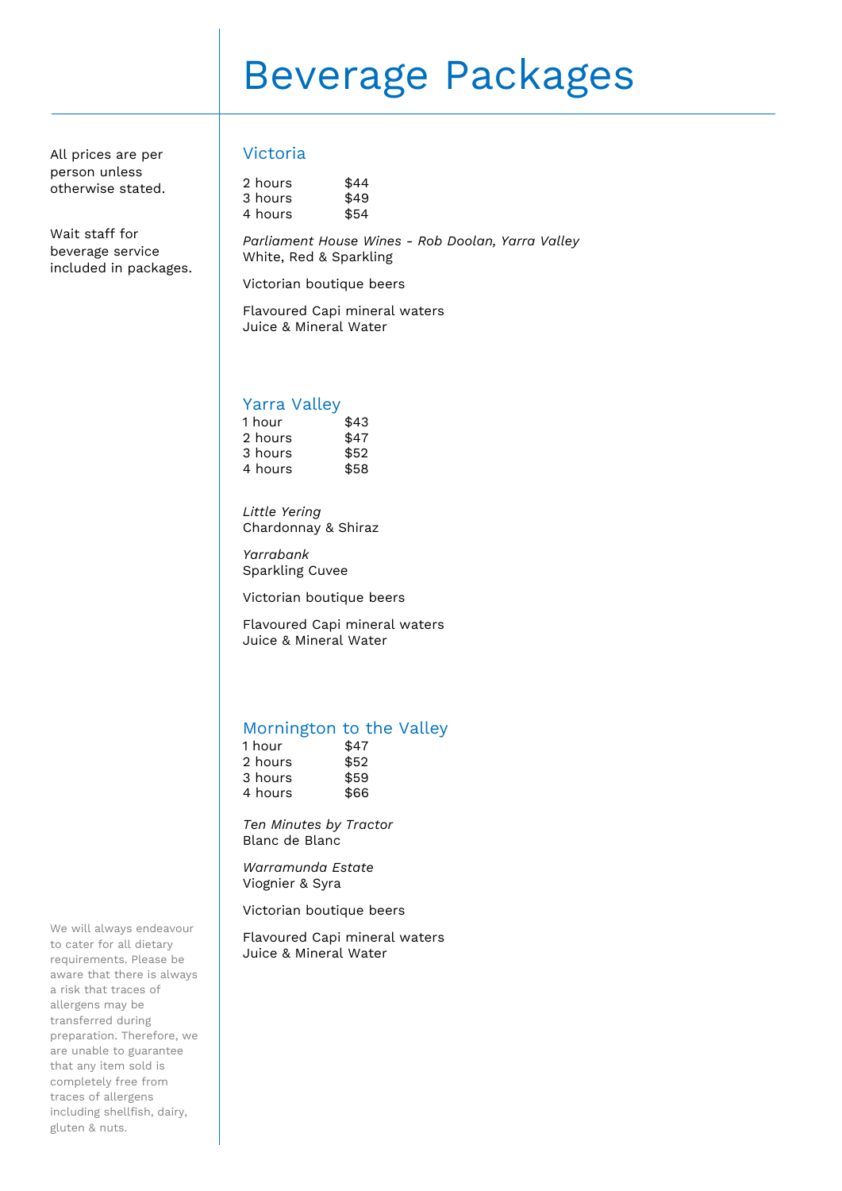# Beverage Packages

All prices are per person unless otherwise stated.

Wait staff for beverage service included in packages.

## Victoria

| | |
|---|---|
| 2 hours | $44 |
| 3 hours | $49 |
| 4 hours | $54 |

*Parliament House Wines - Rob Doolan, Yarra Valley*
White, Red & Sparkling

Victorian boutique beers

Flavoured Capi mineral waters
Juice & Mineral Water

## Yarra Valley

| | |
|---|---|
| 1 hour | $43 |
| 2 hours | $47 |
| 3 hours | $52 |
| 4 hours | $58 |

*Little Yering*
Chardonnay & Shiraz

*Yarrabank*
Sparkling Cuvee

Victorian boutique beers

Flavoured Capi mineral waters
Juice & Mineral Water

## Mornington to the Valley

| | |
|---|---|
| 1 hour | $47 |
| 2 hours | $52 |
| 3 hours | $59 |
| 4 hours | $66 |

*Ten Minutes by Tractor*
Blanc de Blanc

*Warramunda Estate*
Viognier & Syra

Victorian boutique beers

Flavoured Capi mineral waters
Juice & Mineral Water

We will always endeavour to cater for all dietary requirements. Please be aware that there is always a risk that traces of allergens may be transferred during preparation. Therefore, we are unable to guarantee that any item sold is completely free from traces of allergens including shellfish, dairy, gluten & nuts.